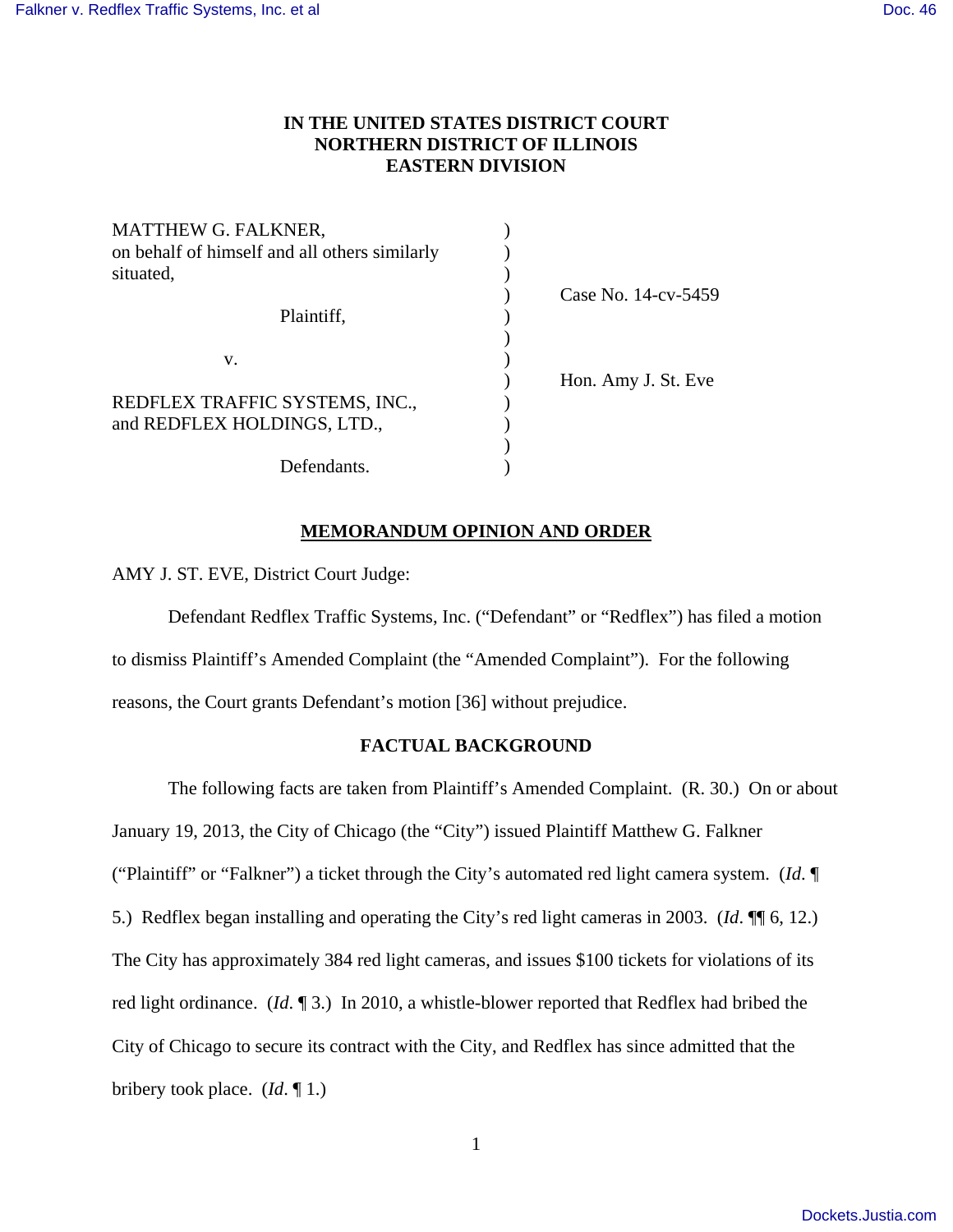**IN THE UNITED STATES DISTRICT COURT**
**NORTHERN DISTRICT OF ILLINOIS**
**EASTERN DIVISION**

| | | |
|---|---|---|
| MATTHEW G. FALKNER, on behalf of himself and all others similarly situated, | ) | |
| Plaintiff, | ) | Case No. 14-cv-5459 |
| v. | ) | |
| REDFLEX TRAFFIC SYSTEMS, INC., and REDFLEX HOLDINGS, LTD., | ) | Hon. Amy J. St. Eve |
| Defendants. | ) | |

**MEMORANDUM OPINION AND ORDER**

AMY J. ST. EVE, District Court Judge:

Defendant Redflex Traffic Systems, Inc. ("Defendant" or "Redflex") has filed a motion to dismiss Plaintiff's Amended Complaint (the "Amended Complaint"). For the following reasons, the Court grants Defendant's motion [36] without prejudice.

**FACTUAL BACKGROUND**

The following facts are taken from Plaintiff's Amended Complaint. (R. 30.) On or about January 19, 2013, the City of Chicago (the "City") issued Plaintiff Matthew G. Falkner ("Plaintiff" or "Falkner") a ticket through the City's automated red light camera system. (*Id.* ¶ 5.) Redflex began installing and operating the City's red light cameras in 2003. (*Id.* ¶¶ 6, 12.) The City has approximately 384 red light cameras, and issues $100 tickets for violations of its red light ordinance. (*Id.* ¶ 3.) In 2010, a whistle-blower reported that Redflex had bribed the City of Chicago to secure its contract with the City, and Redflex has since admitted that the bribery took place. (*Id.* ¶ 1.)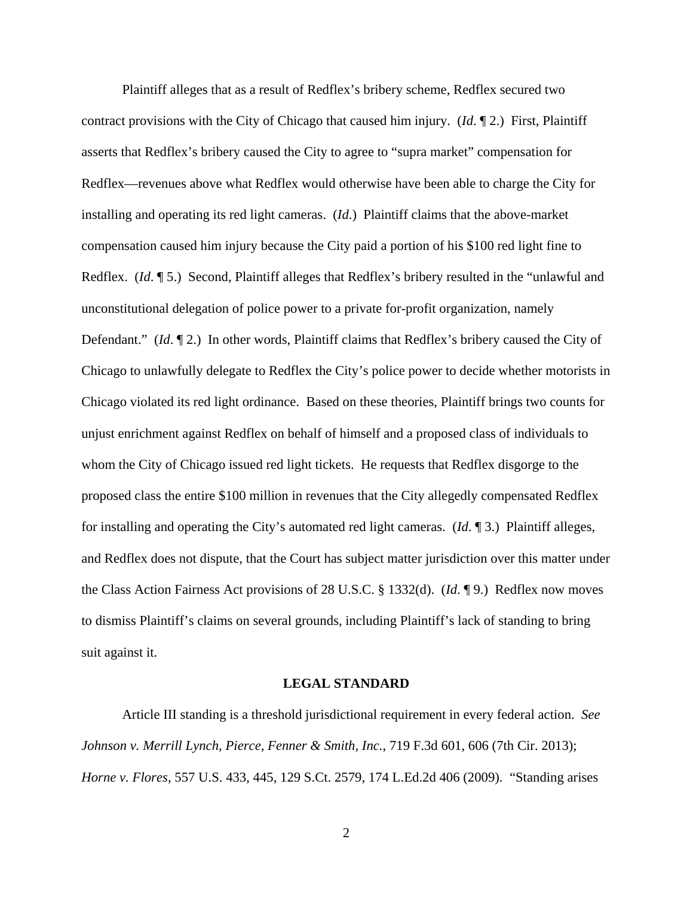Plaintiff alleges that as a result of Redflex's bribery scheme, Redflex secured two contract provisions with the City of Chicago that caused him injury. (*Id*. ¶ 2.) First, Plaintiff asserts that Redflex's bribery caused the City to agree to "supra market" compensation for Redflex—revenues above what Redflex would otherwise have been able to charge the City for installing and operating its red light cameras. (*Id*.) Plaintiff claims that the above-market compensation caused him injury because the City paid a portion of his $100 red light fine to Redflex. (*Id*. ¶ 5.) Second, Plaintiff alleges that Redflex's bribery resulted in the "unlawful and unconstitutional delegation of police power to a private for-profit organization, namely Defendant." (*Id*. ¶ 2.) In other words, Plaintiff claims that Redflex's bribery caused the City of Chicago to unlawfully delegate to Redflex the City's police power to decide whether motorists in Chicago violated its red light ordinance. Based on these theories, Plaintiff brings two counts for unjust enrichment against Redflex on behalf of himself and a proposed class of individuals to whom the City of Chicago issued red light tickets. He requests that Redflex disgorge to the proposed class the entire $100 million in revenues that the City allegedly compensated Redflex for installing and operating the City's automated red light cameras. (*Id*. ¶ 3.) Plaintiff alleges, and Redflex does not dispute, that the Court has subject matter jurisdiction over this matter under the Class Action Fairness Act provisions of 28 U.S.C. § 1332(d). (*Id*. ¶ 9.) Redflex now moves to dismiss Plaintiff's claims on several grounds, including Plaintiff's lack of standing to bring suit against it.

## LEGAL STANDARD

Article III standing is a threshold jurisdictional requirement in every federal action. *See Johnson v. Merrill Lynch, Pierce, Fenner & Smith, Inc.*, 719 F.3d 601, 606 (7th Cir. 2013); *Horne v. Flores*, 557 U.S. 433, 445, 129 S.Ct. 2579, 174 L.Ed.2d 406 (2009). "Standing arises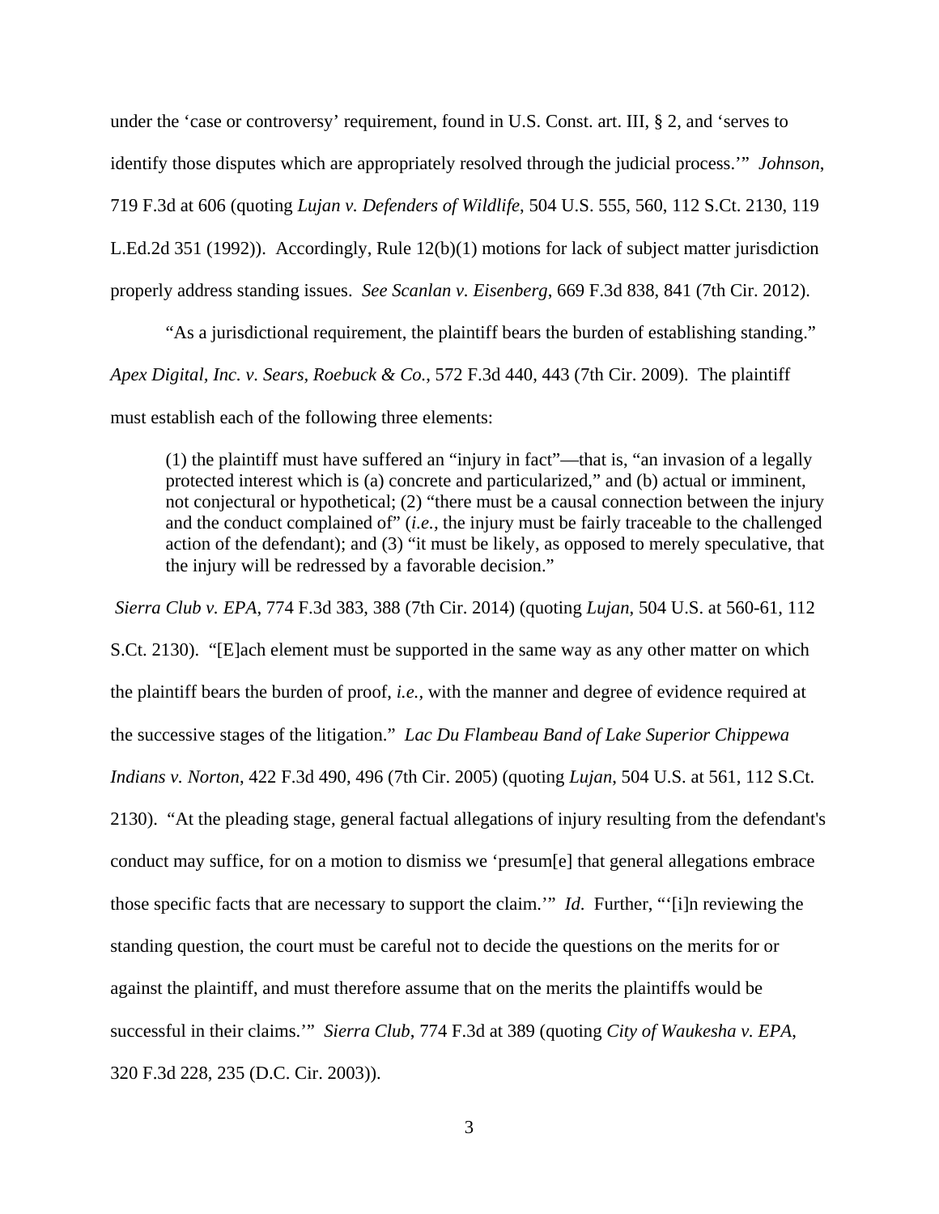under the 'case or controversy' requirement, found in U.S. Const. art. III, § 2, and 'serves to identify those disputes which are appropriately resolved through the judicial process.'" *Johnson*, 719 F.3d at 606 (quoting *Lujan v. Defenders of Wildlife*, 504 U.S. 555, 560, 112 S.Ct. 2130, 119 L.Ed.2d 351 (1992)). Accordingly, Rule 12(b)(1) motions for lack of subject matter jurisdiction properly address standing issues. *See Scanlan v. Eisenberg*, 669 F.3d 838, 841 (7th Cir. 2012).

"As a jurisdictional requirement, the plaintiff bears the burden of establishing standing." *Apex Digital, Inc. v. Sears, Roebuck & Co.*, 572 F.3d 440, 443 (7th Cir. 2009). The plaintiff must establish each of the following three elements:

> (1) the plaintiff must have suffered an "injury in fact"—that is, "an invasion of a legally protected interest which is (a) concrete and particularized," and (b) actual or imminent, not conjectural or hypothetical; (2) "there must be a causal connection between the injury and the conduct complained of" (*i.e.*, the injury must be fairly traceable to the challenged action of the defendant); and (3) "it must be likely, as opposed to merely speculative, that the injury will be redressed by a favorable decision."

*Sierra Club v. EPA*, 774 F.3d 383, 388 (7th Cir. 2014) (quoting *Lujan*, 504 U.S. at 560-61, 112 S.Ct. 2130). "[E]ach element must be supported in the same way as any other matter on which the plaintiff bears the burden of proof, *i.e.*, with the manner and degree of evidence required at the successive stages of the litigation." *Lac Du Flambeau Band of Lake Superior Chippewa Indians v. Norton*, 422 F.3d 490, 496 (7th Cir. 2005) (quoting *Lujan*, 504 U.S. at 561, 112 S.Ct. 2130). "At the pleading stage, general factual allegations of injury resulting from the defendant's conduct may suffice, for on a motion to dismiss we 'presum[e] that general allegations embrace those specific facts that are necessary to support the claim.'" *Id*. Further, "'[i]n reviewing the standing question, the court must be careful not to decide the questions on the merits for or against the plaintiff, and must therefore assume that on the merits the plaintiffs would be successful in their claims.'" *Sierra Club*, 774 F.3d at 389 (quoting *City of Waukesha v. EPA*, 320 F.3d 228, 235 (D.C. Cir. 2003)).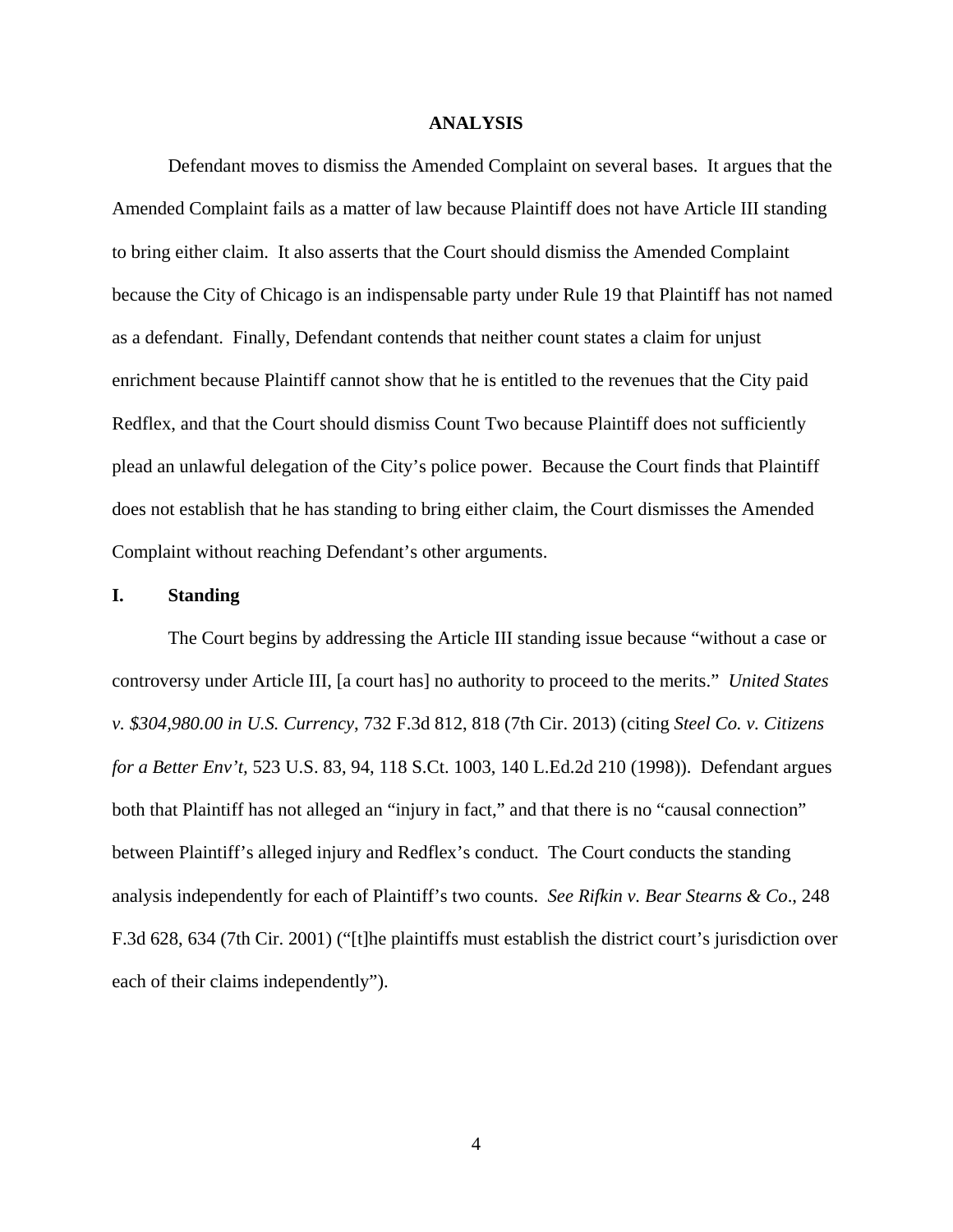## ANALYSIS

Defendant moves to dismiss the Amended Complaint on several bases. It argues that the Amended Complaint fails as a matter of law because Plaintiff does not have Article III standing to bring either claim. It also asserts that the Court should dismiss the Amended Complaint because the City of Chicago is an indispensable party under Rule 19 that Plaintiff has not named as a defendant. Finally, Defendant contends that neither count states a claim for unjust enrichment because Plaintiff cannot show that he is entitled to the revenues that the City paid Redflex, and that the Court should dismiss Count Two because Plaintiff does not sufficiently plead an unlawful delegation of the City's police power. Because the Court finds that Plaintiff does not establish that he has standing to bring either claim, the Court dismisses the Amended Complaint without reaching Defendant's other arguments.

### I. Standing

The Court begins by addressing the Article III standing issue because "without a case or controversy under Article III, [a court has] no authority to proceed to the merits." *United States v. $304,980.00 in U.S. Currency*, 732 F.3d 812, 818 (7th Cir. 2013) (citing *Steel Co. v. Citizens for a Better Env't*, 523 U.S. 83, 94, 118 S.Ct. 1003, 140 L.Ed.2d 210 (1998)). Defendant argues both that Plaintiff has not alleged an "injury in fact," and that there is no "causal connection" between Plaintiff's alleged injury and Redflex's conduct. The Court conducts the standing analysis independently for each of Plaintiff's two counts. *See Rifkin v. Bear Stearns & Co*., 248 F.3d 628, 634 (7th Cir. 2001) ("[t]he plaintiffs must establish the district court's jurisdiction over each of their claims independently").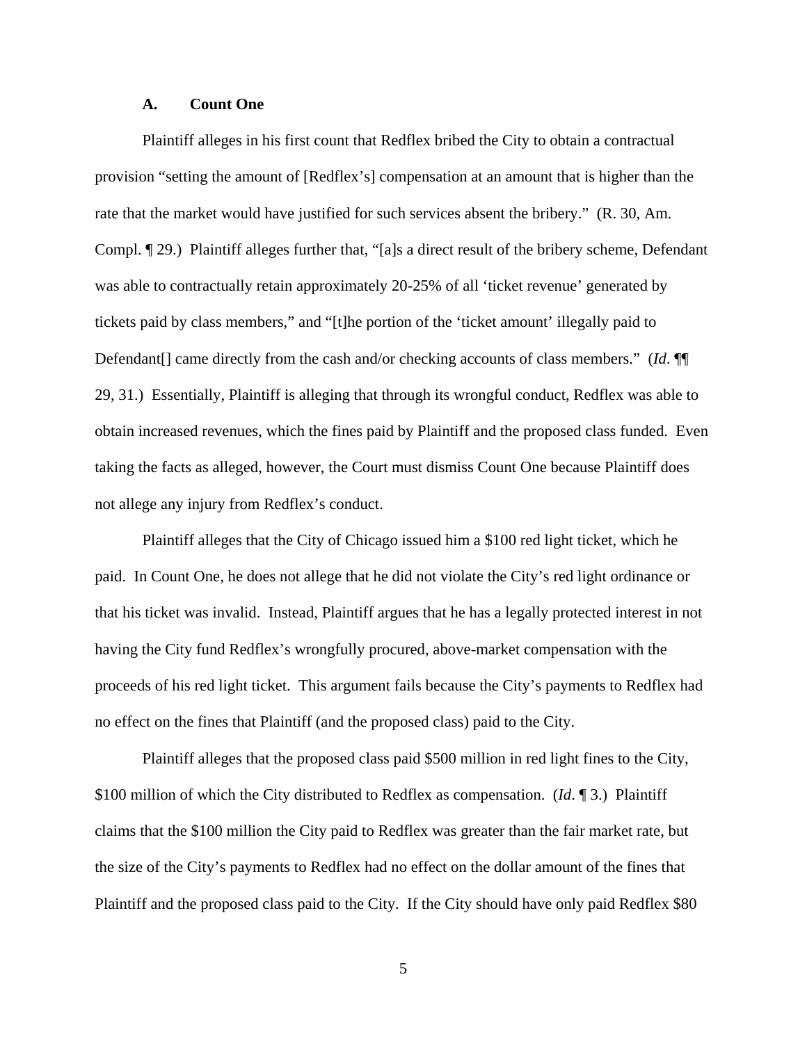### A. Count One

Plaintiff alleges in his first count that Redflex bribed the City to obtain a contractual provision "setting the amount of [Redflex's] compensation at an amount that is higher than the rate that the market would have justified for such services absent the bribery." (R. 30, Am. Compl. ¶ 29.) Plaintiff alleges further that, "[a]s a direct result of the bribery scheme, Defendant was able to contractually retain approximately 20-25% of all 'ticket revenue' generated by tickets paid by class members," and "[t]he portion of the 'ticket amount' illegally paid to Defendant[] came directly from the cash and/or checking accounts of class members." (*Id*. ¶¶ 29, 31.) Essentially, Plaintiff is alleging that through its wrongful conduct, Redflex was able to obtain increased revenues, which the fines paid by Plaintiff and the proposed class funded. Even taking the facts as alleged, however, the Court must dismiss Count One because Plaintiff does not allege any injury from Redflex's conduct.

Plaintiff alleges that the City of Chicago issued him a $100 red light ticket, which he paid. In Count One, he does not allege that he did not violate the City's red light ordinance or that his ticket was invalid. Instead, Plaintiff argues that he has a legally protected interest in not having the City fund Redflex's wrongfully procured, above-market compensation with the proceeds of his red light ticket. This argument fails because the City's payments to Redflex had no effect on the fines that Plaintiff (and the proposed class) paid to the City.

Plaintiff alleges that the proposed class paid $500 million in red light fines to the City, $100 million of which the City distributed to Redflex as compensation. (*Id*. ¶ 3.) Plaintiff claims that the $100 million the City paid to Redflex was greater than the fair market rate, but the size of the City's payments to Redflex had no effect on the dollar amount of the fines that Plaintiff and the proposed class paid to the City. If the City should have only paid Redflex $80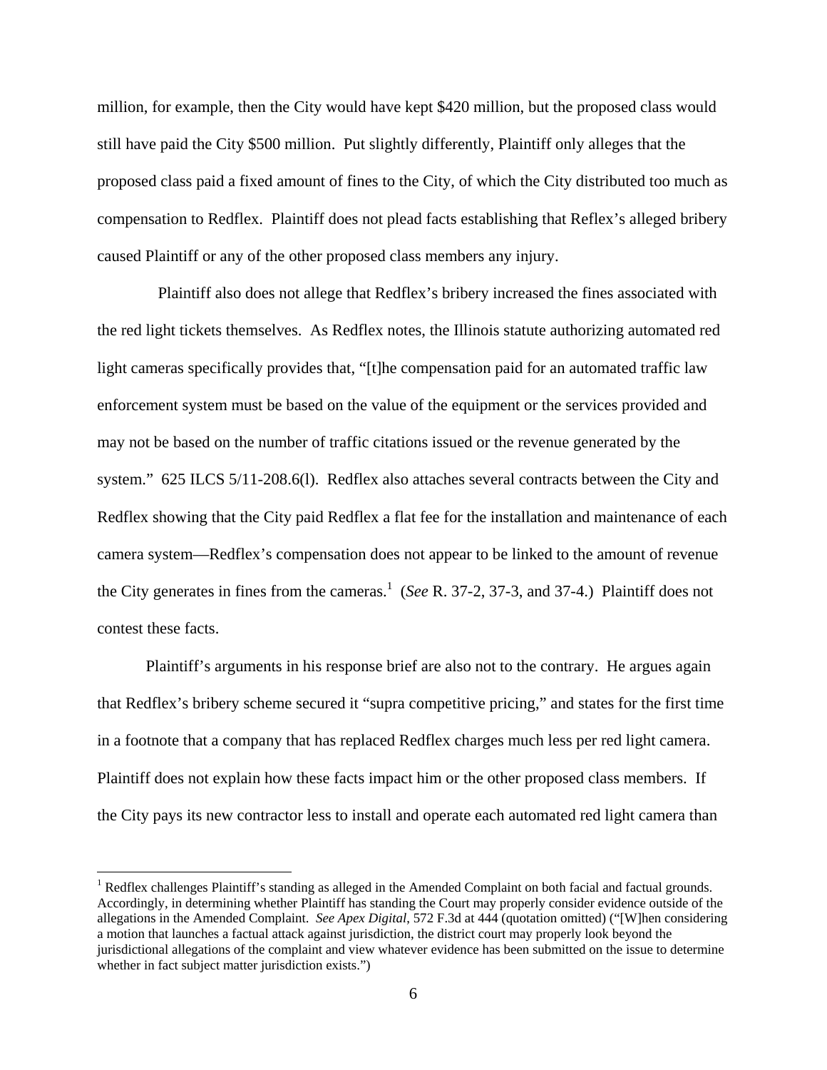million, for example, then the City would have kept $420 million, but the proposed class would still have paid the City $500 million. Put slightly differently, Plaintiff only alleges that the proposed class paid a fixed amount of fines to the City, of which the City distributed too much as compensation to Redflex. Plaintiff does not plead facts establishing that Reflex's alleged bribery caused Plaintiff or any of the other proposed class members any injury.

Plaintiff also does not allege that Redflex's bribery increased the fines associated with the red light tickets themselves. As Redflex notes, the Illinois statute authorizing automated red light cameras specifically provides that, "[t]he compensation paid for an automated traffic law enforcement system must be based on the value of the equipment or the services provided and may not be based on the number of traffic citations issued or the revenue generated by the system." 625 ILCS 5/11-208.6(l). Redflex also attaches several contracts between the City and Redflex showing that the City paid Redflex a flat fee for the installation and maintenance of each camera system—Redflex's compensation does not appear to be linked to the amount of revenue the City generates in fines from the cameras.[1] (*See* R. 37-2, 37-3, and 37-4.) Plaintiff does not contest these facts.

Plaintiff's arguments in his response brief are also not to the contrary. He argues again that Redflex's bribery scheme secured it "supra competitive pricing," and states for the first time in a footnote that a company that has replaced Redflex charges much less per red light camera. Plaintiff does not explain how these facts impact him or the other proposed class members. If the City pays its new contractor less to install and operate each automated red light camera than

[1] Redflex challenges Plaintiff's standing as alleged in the Amended Complaint on both facial and factual grounds. Accordingly, in determining whether Plaintiff has standing the Court may properly consider evidence outside of the allegations in the Amended Complaint. *See Apex Digital*, 572 F.3d at 444 (quotation omitted) ("[W]hen considering a motion that launches a factual attack against jurisdiction, the district court may properly look beyond the jurisdictional allegations of the complaint and view whatever evidence has been submitted on the issue to determine whether in fact subject matter jurisdiction exists.")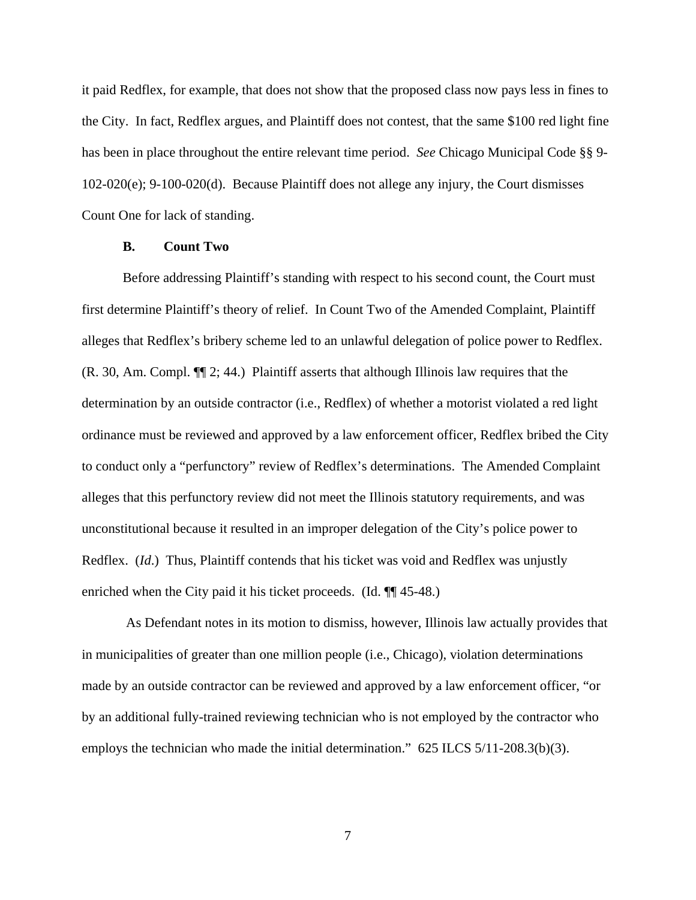it paid Redflex, for example, that does not show that the proposed class now pays less in fines to the City. In fact, Redflex argues, and Plaintiff does not contest, that the same $100 red light fine has been in place throughout the entire relevant time period. *See* Chicago Municipal Code §§ 9-102-020(e); 9-100-020(d). Because Plaintiff does not allege any injury, the Court dismisses Count One for lack of standing.

### B. Count Two

Before addressing Plaintiff's standing with respect to his second count, the Court must first determine Plaintiff's theory of relief. In Count Two of the Amended Complaint, Plaintiff alleges that Redflex's bribery scheme led to an unlawful delegation of police power to Redflex. (R. 30, Am. Compl. ¶¶ 2; 44.) Plaintiff asserts that although Illinois law requires that the determination by an outside contractor (i.e., Redflex) of whether a motorist violated a red light ordinance must be reviewed and approved by a law enforcement officer, Redflex bribed the City to conduct only a "perfunctory" review of Redflex's determinations. The Amended Complaint alleges that this perfunctory review did not meet the Illinois statutory requirements, and was unconstitutional because it resulted in an improper delegation of the City's police power to Redflex. (*Id.*) Thus, Plaintiff contends that his ticket was void and Redflex was unjustly enriched when the City paid it his ticket proceeds. (Id. ¶¶ 45-48.)

As Defendant notes in its motion to dismiss, however, Illinois law actually provides that in municipalities of greater than one million people (i.e., Chicago), violation determinations made by an outside contractor can be reviewed and approved by a law enforcement officer, "or by an additional fully-trained reviewing technician who is not employed by the contractor who employs the technician who made the initial determination." 625 ILCS 5/11-208.3(b)(3).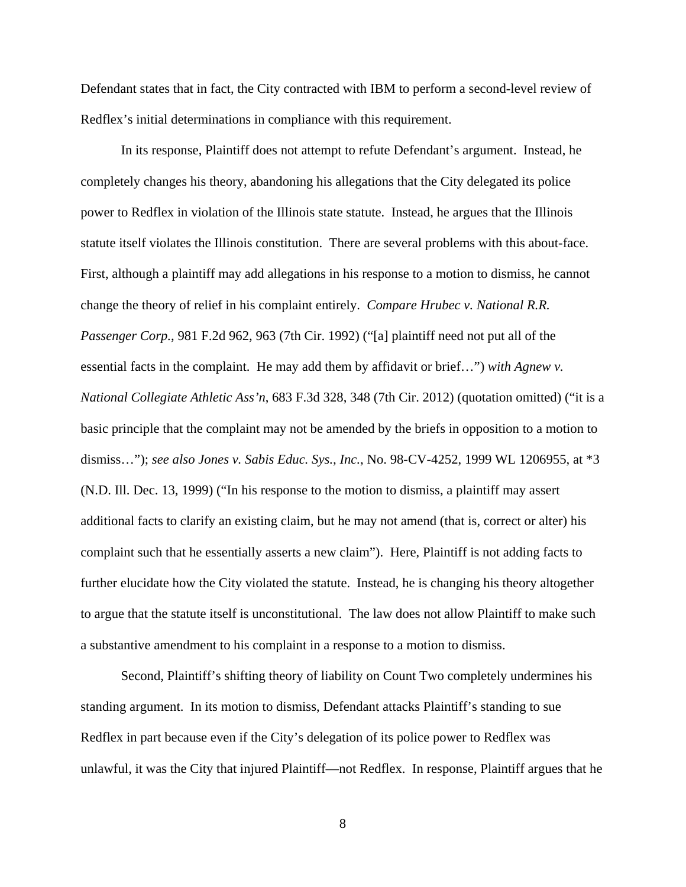Defendant states that in fact, the City contracted with IBM to perform a second-level review of Redflex's initial determinations in compliance with this requirement.

In its response, Plaintiff does not attempt to refute Defendant's argument. Instead, he completely changes his theory, abandoning his allegations that the City delegated its police power to Redflex in violation of the Illinois state statute. Instead, he argues that the Illinois statute itself violates the Illinois constitution. There are several problems with this about-face. First, although a plaintiff may add allegations in his response to a motion to dismiss, he cannot change the theory of relief in his complaint entirely. *Compare Hrubec v. National R.R. Passenger Corp.*, 981 F.2d 962, 963 (7th Cir. 1992) ("[a] plaintiff need not put all of the essential facts in the complaint. He may add them by affidavit or brief…") *with Agnew v. National Collegiate Athletic Ass'n*, 683 F.3d 328, 348 (7th Cir. 2012) (quotation omitted) ("it is a basic principle that the complaint may not be amended by the briefs in opposition to a motion to dismiss…"); *see also Jones v. Sabis Educ. Sys., Inc.*, No. 98-CV-4252, 1999 WL 1206955, at *3 (N.D. Ill. Dec. 13, 1999) ("In his response to the motion to dismiss, a plaintiff may assert additional facts to clarify an existing claim, but he may not amend (that is, correct or alter) his complaint such that he essentially asserts a new claim"). Here, Plaintiff is not adding facts to further elucidate how the City violated the statute. Instead, he is changing his theory altogether to argue that the statute itself is unconstitutional. The law does not allow Plaintiff to make such a substantive amendment to his complaint in a response to a motion to dismiss.

Second, Plaintiff's shifting theory of liability on Count Two completely undermines his standing argument. In its motion to dismiss, Defendant attacks Plaintiff's standing to sue Redflex in part because even if the City's delegation of its police power to Redflex was unlawful, it was the City that injured Plaintiff—not Redflex. In response, Plaintiff argues that he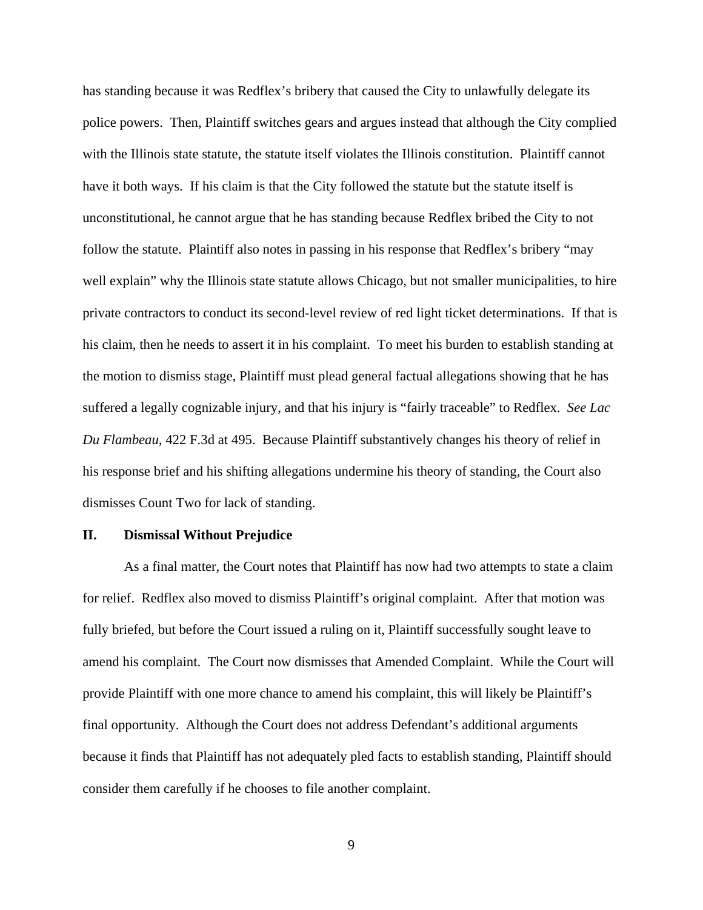has standing because it was Redflex's bribery that caused the City to unlawfully delegate its police powers. Then, Plaintiff switches gears and argues instead that although the City complied with the Illinois state statute, the statute itself violates the Illinois constitution. Plaintiff cannot have it both ways. If his claim is that the City followed the statute but the statute itself is unconstitutional, he cannot argue that he has standing because Redflex bribed the City to not follow the statute. Plaintiff also notes in passing in his response that Redflex's bribery "may well explain" why the Illinois state statute allows Chicago, but not smaller municipalities, to hire private contractors to conduct its second-level review of red light ticket determinations. If that is his claim, then he needs to assert it in his complaint. To meet his burden to establish standing at the motion to dismiss stage, Plaintiff must plead general factual allegations showing that he has suffered a legally cognizable injury, and that his injury is "fairly traceable" to Redflex. *See Lac Du Flambeau*, 422 F.3d at 495. Because Plaintiff substantively changes his theory of relief in his response brief and his shifting allegations undermine his theory of standing, the Court also dismisses Count Two for lack of standing.

## II. Dismissal Without Prejudice

As a final matter, the Court notes that Plaintiff has now had two attempts to state a claim for relief. Redflex also moved to dismiss Plaintiff's original complaint. After that motion was fully briefed, but before the Court issued a ruling on it, Plaintiff successfully sought leave to amend his complaint. The Court now dismisses that Amended Complaint. While the Court will provide Plaintiff with one more chance to amend his complaint, this will likely be Plaintiff's final opportunity. Although the Court does not address Defendant's additional arguments because it finds that Plaintiff has not adequately pled facts to establish standing, Plaintiff should consider them carefully if he chooses to file another complaint.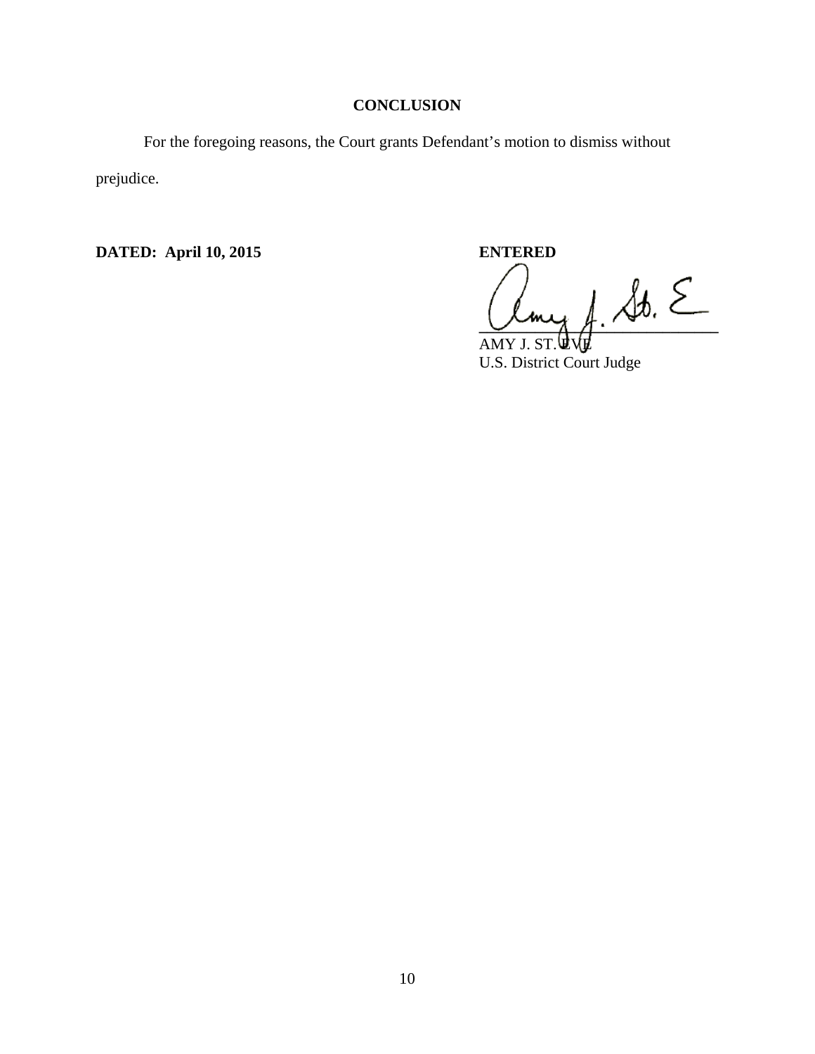## CONCLUSION

For the foregoing reasons, the Court grants Defendant's motion to dismiss without prejudice.

**DATED: April 10, 2015**

**ENTERED**

______________________________
AMY J. ST. EVE
U.S. District Court Judge